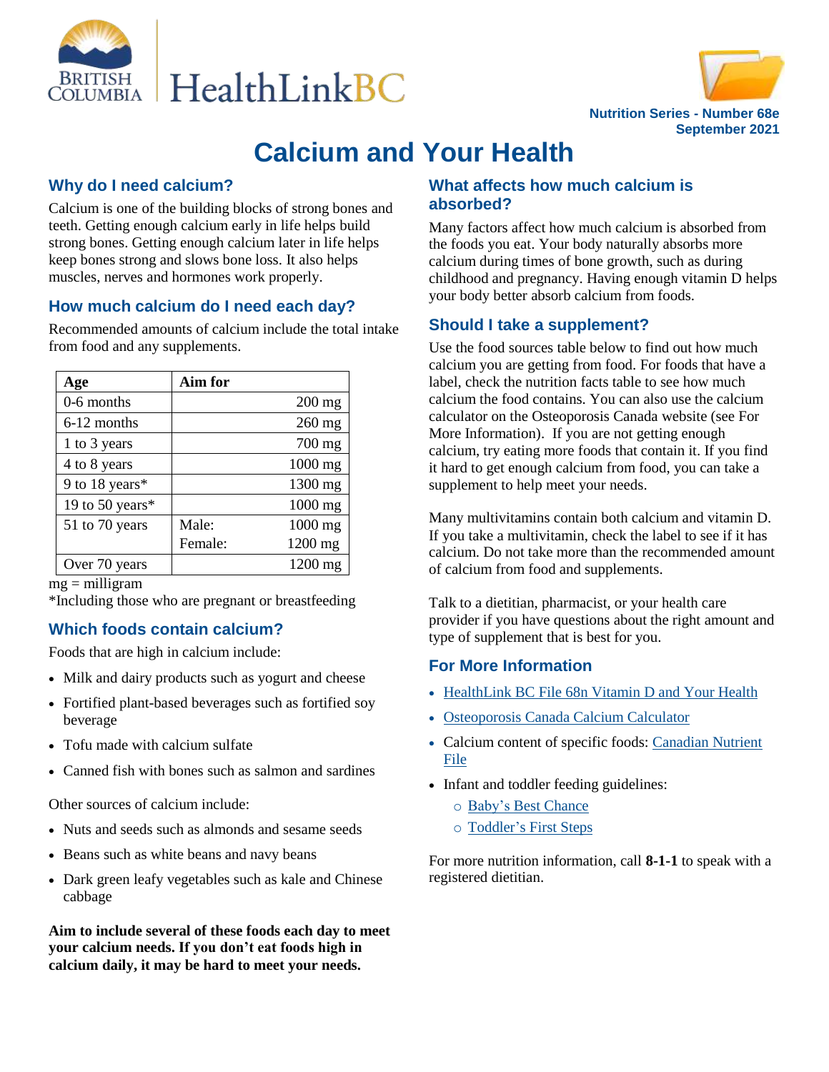HealthLinkBC

Nutrition Series - Number 68e
September 2021

# Calcium and Your Health

## Why do I need calcium?

Calcium is one of the building blocks of strong bones and teeth. Getting enough calcium early in life helps build strong bones. Getting enough calcium later in life helps keep bones strong and slows bone loss. It also helps muscles, nerves and hormones work properly.

## How much calcium do I need each day?

Recommended amounts of calcium include the total intake from food and any supplements.

| Age | Aim for | |
|---|---|---|
| 0-6 months | | 200 mg |
| 6-12 months | | 260 mg |
| 1 to 3 years | | 700 mg |
| 4 to 8 years | | 1000 mg |
| 9 to 18 years* | | 1300 mg |
| 19 to 50 years* | | 1000 mg |
| 51 to 70 years | Male: | 1000 mg |
| | Female: | 1200 mg |
| Over 70 years | | 1200 mg |

mg = milligram
*Including those who are pregnant or breastfeeding

## Which foods contain calcium?

Foods that are high in calcium include:

- Milk and dairy products such as yogurt and cheese
- Fortified plant-based beverages such as fortified soy beverage
- Tofu made with calcium sulfate
- Canned fish with bones such as salmon and sardines

Other sources of calcium include:

- Nuts and seeds such as almonds and sesame seeds
- Beans such as white beans and navy beans
- Dark green leafy vegetables such as kale and Chinese cabbage

**Aim to include several of these foods each day to meet your calcium needs. If you don't eat foods high in calcium daily, it may be hard to meet your needs.**

## What affects how much calcium is absorbed?

Many factors affect how much calcium is absorbed from the foods you eat. Your body naturally absorbs more calcium during times of bone growth, such as during childhood and pregnancy. Having enough vitamin D helps your body better absorb calcium from foods.

## Should I take a supplement?

Use the food sources table below to find out how much calcium you are getting from food. For foods that have a label, check the nutrition facts table to see how much calcium the food contains. You can also use the calcium calculator on the Osteoporosis Canada website (see For More Information). If you are not getting enough calcium, try eating more foods that contain it. If you find it hard to get enough calcium from food, you can take a supplement to help meet your needs.

Many multivitamins contain both calcium and vitamin D. If you take a multivitamin, check the label to see if it has calcium. Do not take more than the recommended amount of calcium from food and supplements.

Talk to a dietitian, pharmacist, or your health care provider if you have questions about the right amount and type of supplement that is best for you.

## For More Information

- HealthLink BC File 68n Vitamin D and Your Health
- Osteoporosis Canada Calcium Calculator
- Calcium content of specific foods: Canadian Nutrient File
- Infant and toddler feeding guidelines:
    - Baby's Best Chance
    - Toddler's First Steps

For more nutrition information, call **8-1-1** to speak with a registered dietitian.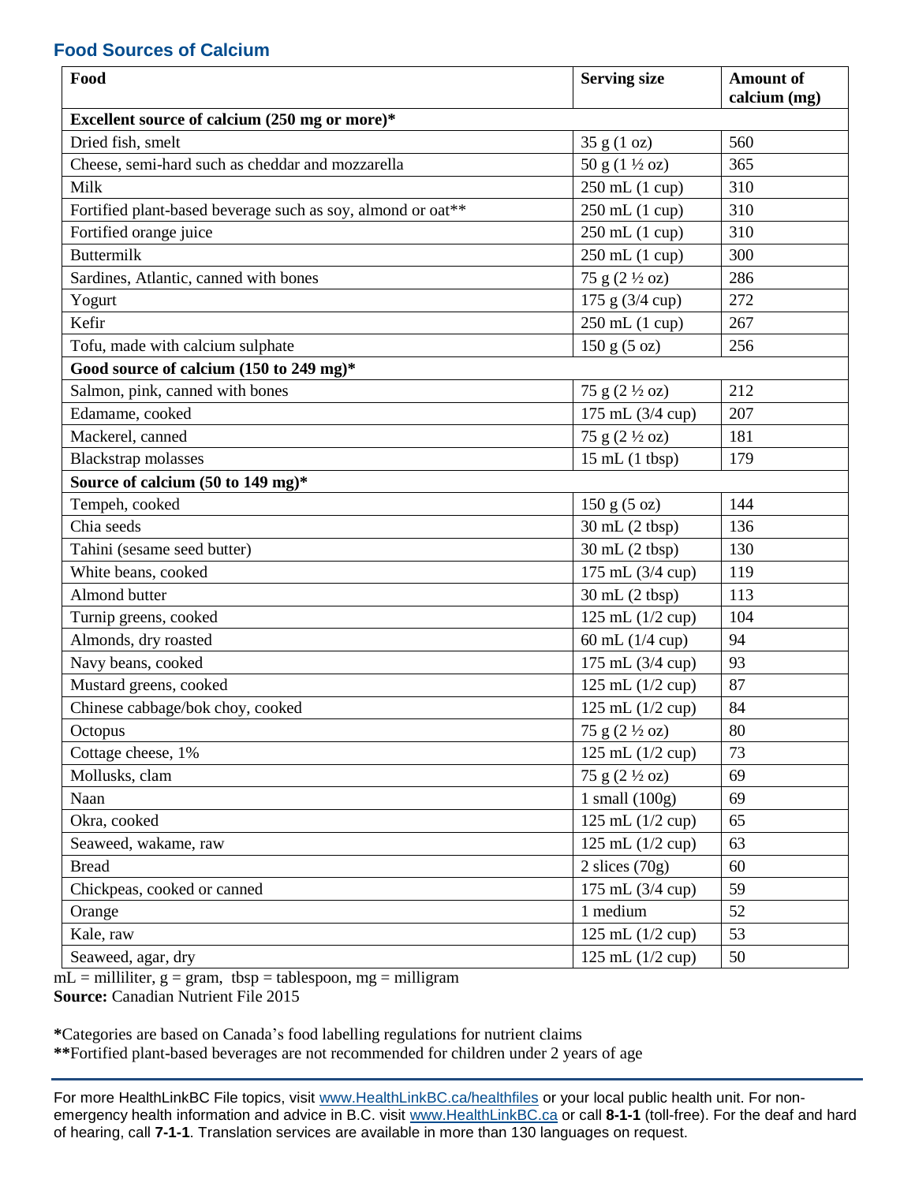## Food Sources of Calcium

| Food | Serving size | Amount of calcium (mg) |
|---|---|---|
| **Excellent source of calcium (250 mg or more)*** | | |
| Dried fish, smelt | 35 g (1 oz) | 560 |
| Cheese, semi-hard such as cheddar and mozzarella | 50 g (1 ½ oz) | 365 |
| Milk | 250 mL (1 cup) | 310 |
| Fortified plant-based beverage such as soy, almond or oat** | 250 mL (1 cup) | 310 |
| Fortified orange juice | 250 mL (1 cup) | 310 |
| Buttermilk | 250 mL (1 cup) | 300 |
| Sardines, Atlantic, canned with bones | 75 g (2 ½ oz) | 286 |
| Yogurt | 175 g (3/4 cup) | 272 |
| Kefir | 250 mL (1 cup) | 267 |
| Tofu, made with calcium sulphate | 150 g (5 oz) | 256 |
| **Good source of calcium (150 to 249 mg)*** | | |
| Salmon, pink, canned with bones | 75 g (2 ½ oz) | 212 |
| Edamame, cooked | 175 mL (3/4 cup) | 207 |
| Mackerel, canned | 75 g (2 ½ oz) | 181 |
| Blackstrap molasses | 15 mL (1 tbsp) | 179 |
| **Source of calcium (50 to 149 mg)*** | | |
| Tempeh, cooked | 150 g (5 oz) | 144 |
| Chia seeds | 30 mL (2 tbsp) | 136 |
| Tahini (sesame seed butter) | 30 mL (2 tbsp) | 130 |
| White beans, cooked | 175 mL (3/4 cup) | 119 |
| Almond butter | 30 mL (2 tbsp) | 113 |
| Turnip greens, cooked | 125 mL (1/2 cup) | 104 |
| Almonds, dry roasted | 60 mL (1/4 cup) | 94 |
| Navy beans, cooked | 175 mL (3/4 cup) | 93 |
| Mustard greens, cooked | 125 mL (1/2 cup) | 87 |
| Chinese cabbage/bok choy, cooked | 125 mL (1/2 cup) | 84 |
| Octopus | 75 g (2 ½ oz) | 80 |
| Cottage cheese, 1% | 125 mL (1/2 cup) | 73 |
| Mollusks, clam | 75 g (2 ½ oz) | 69 |
| Naan | 1 small (100g) | 69 |
| Okra, cooked | 125 mL (1/2 cup) | 65 |
| Seaweed, wakame, raw | 125 mL (1/2 cup) | 63 |
| Bread | 2 slices (70g) | 60 |
| Chickpeas, cooked or canned | 175 mL (3/4 cup) | 59 |
| Orange | 1 medium | 52 |
| Kale, raw | 125 mL (1/2 cup) | 53 |
| Seaweed, agar, dry | 125 mL (1/2 cup) | 50 |

mL = milliliter, g = gram, tbsp = tablespoon, mg = milligram
**Source:** Canadian Nutrient File 2015

***Categories are based on Canada's food labelling regulations for nutrient claims
****Fortified plant-based beverages are not recommended for children under 2 years of age

For more HealthLinkBC File topics, visit www.HealthLinkBC.ca/healthfiles or your local public health unit. For non-emergency health information and advice in B.C. visit www.HealthLinkBC.ca or call **8-1-1** (toll-free). For the deaf and hard of hearing, call **7-1-1**. Translation services are available in more than 130 languages on request.